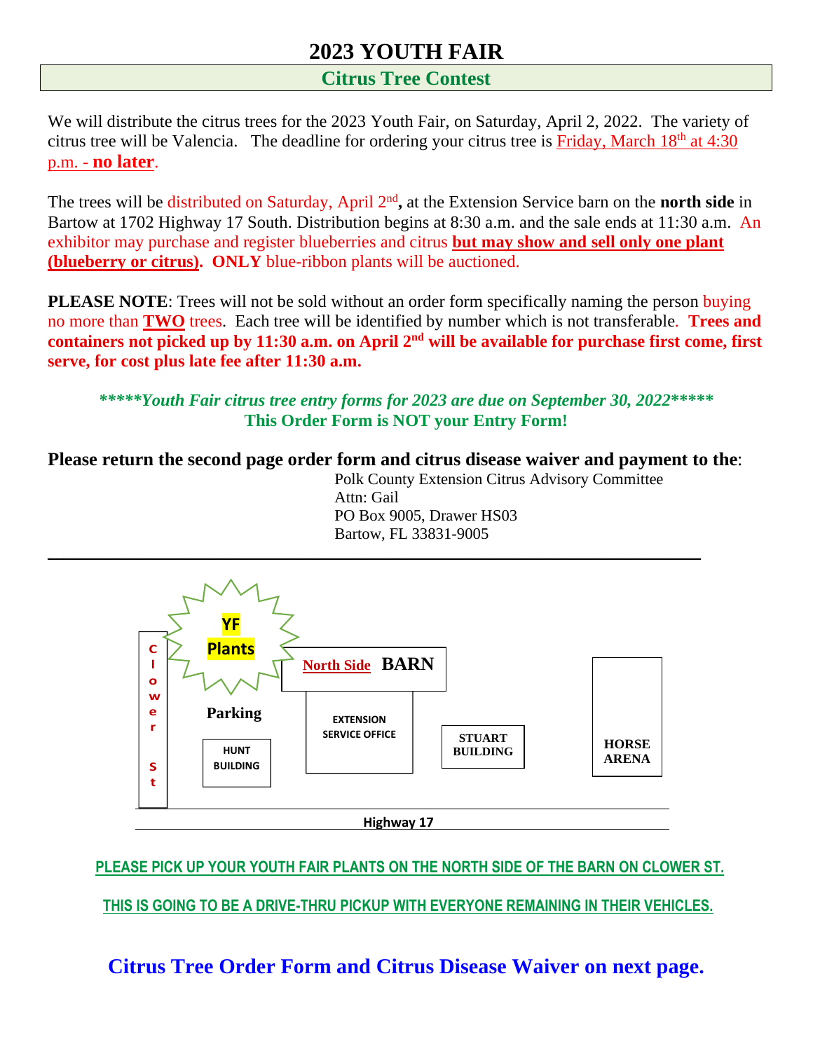# 2023 YOUTH FAIR

## Citrus Tree Contest

We will distribute the citrus trees for the 2023 Youth Fair, on Saturday, April 2, 2022. The variety of citrus tree will be Valencia. The deadline for ordering your citrus tree is Friday, March 18th at 4:30 p.m. - **no later**.

The trees will be distributed on Saturday, April 2nd**,** at the Extension Service barn on the **north side** in Bartow at 1702 Highway 17 South. Distribution begins at 8:30 a.m. and the sale ends at 11:30 a.m. An exhibitor may purchase and register blueberries and citrus **but may show and sell only one plant (blueberry or citrus)**. **ONLY** blue-ribbon plants will be auctioned.

**PLEASE NOTE**: Trees will not be sold without an order form specifically naming the person buying no more than **TWO** trees. Each tree will be identified by number which is not transferable. **Trees and containers not picked up by 11:30 a.m. on April 2nd will be available for purchase first come, first serve, for cost plus late fee after 11:30 a.m.**

***\*\*\*\*\*Youth Fair citrus tree entry forms for 2023 are due on September 30, 2022\*\*\*\*\****

**This Order Form is NOT your Entry Form!**

**Please return the second page order form and citrus disease waiver and payment to the**:

Polk County Extension Citrus Advisory Committee
Attn: Gail
PO Box 9005, Drawer HS03
Bartow, FL 33831-9005

---

YF Plants

Clower St | Parking | HUNT BUILDING | North Side BARN | EXTENSION SERVICE OFFICE | STUART BUILDING | HORSE ARENA

Highway 17

**PLEASE PICK UP YOUR YOUTH FAIR PLANTS ON THE NORTH SIDE OF THE BARN ON CLOWER ST.**

**THIS IS GOING TO BE A DRIVE-THRU PICKUP WITH EVERYONE REMAINING IN THEIR VEHICLES.**

**Citrus Tree Order Form and Citrus Disease Waiver on next page.**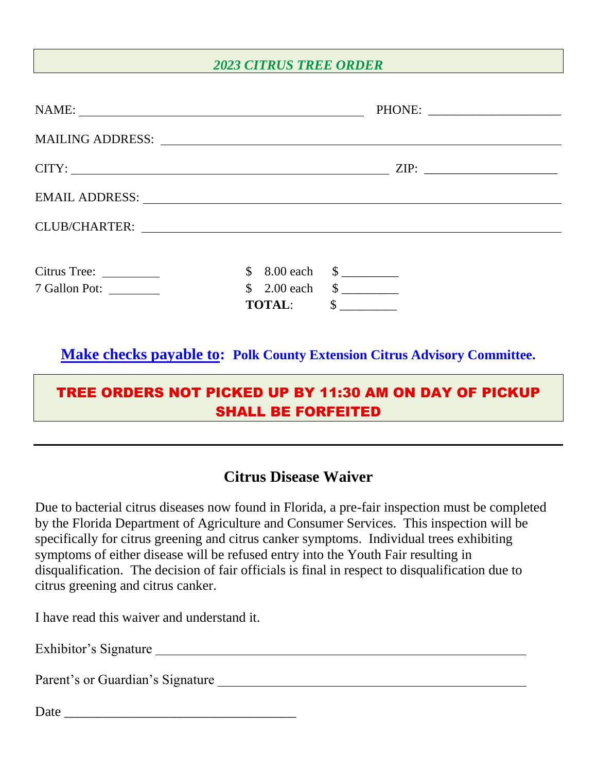## *2023 CITRUS TREE ORDER*

NAME: ______________________________ PHONE: ____________________

MAILING ADDRESS: ______________________________________________

CITY: ______________________________ ZIP: ____________________

EMAIL ADDRESS: ______________________________________________

CLUB/CHARTER: ______________________________________________

| | | |
|---|---|---|
| Citrus Tree: _________ | $ 8.00 each | $ _________ |
| 7 Gallon Pot: ________ | $ 2.00 each | $ _________ |
| | **TOTAL**: | $ _________ |

**Make checks payable to: Polk County Extension Citrus Advisory Committee.**

**TREE ORDERS NOT PICKED UP BY 11:30 AM ON DAY OF PICKUP SHALL BE FORFEITED**

---

## Citrus Disease Waiver

Due to bacterial citrus diseases now found in Florida, a pre-fair inspection must be completed by the Florida Department of Agriculture and Consumer Services. This inspection will be specifically for citrus greening and citrus canker symptoms. Individual trees exhibiting symptoms of either disease will be refused entry into the Youth Fair resulting in disqualification. The decision of fair officials is final in respect to disqualification due to citrus greening and citrus canker.

I have read this waiver and understand it.

Exhibitor's Signature ______________________________________________

Parent's or Guardian's Signature ____________________________________

Date ______________________________